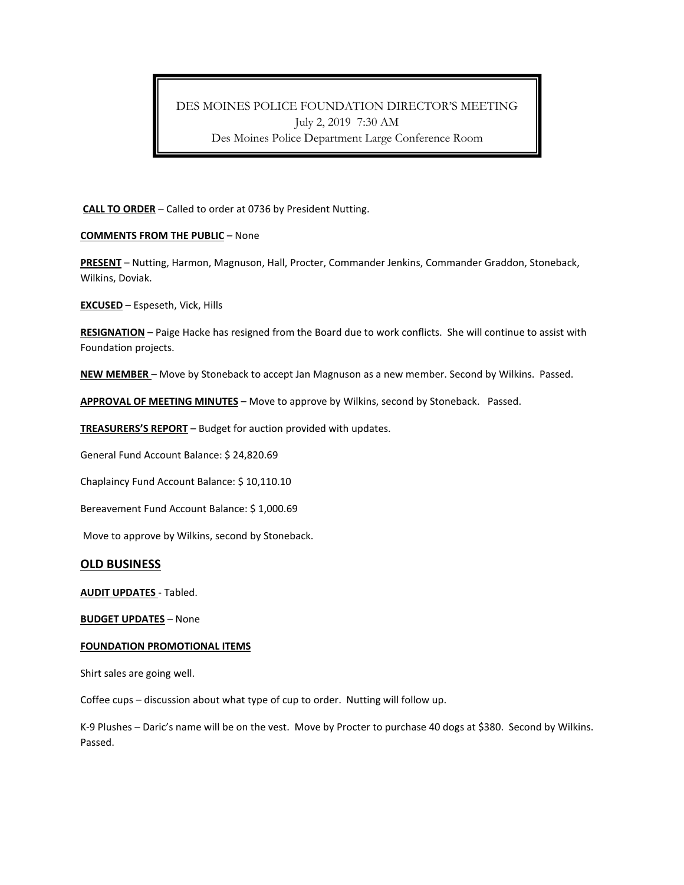DES MOINES POLICE FOUNDATION DIRECTOR'S MEETING
July 2, 2019 7:30 AM
Des Moines Police Department Large Conference Room

**CALL TO ORDER** – Called to order at 0736 by President Nutting.

**COMMENTS FROM THE PUBLIC** – None

**PRESENT** – Nutting, Harmon, Magnuson, Hall, Procter, Commander Jenkins, Commander Graddon, Stoneback, Wilkins, Doviak.

**EXCUSED** – Espeseth, Vick, Hills

**RESIGNATION** – Paige Hacke has resigned from the Board due to work conflicts. She will continue to assist with Foundation projects.

**NEW MEMBER** – Move by Stoneback to accept Jan Magnuson as a new member. Second by Wilkins. Passed.

**APPROVAL OF MEETING MINUTES** – Move to approve by Wilkins, second by Stoneback. Passed.

**TREASURERS'S REPORT** – Budget for auction provided with updates.

General Fund Account Balance: $ 24,820.69

Chaplaincy Fund Account Balance: $ 10,110.10

Bereavement Fund Account Balance: $ 1,000.69

Move to approve by Wilkins, second by Stoneback.

## OLD BUSINESS

**AUDIT UPDATES** - Tabled.

**BUDGET UPDATES** – None

**FOUNDATION PROMOTIONAL ITEMS**

Shirt sales are going well.

Coffee cups – discussion about what type of cup to order. Nutting will follow up.

K-9 Plushes – Daric's name will be on the vest. Move by Procter to purchase 40 dogs at $380. Second by Wilkins. Passed.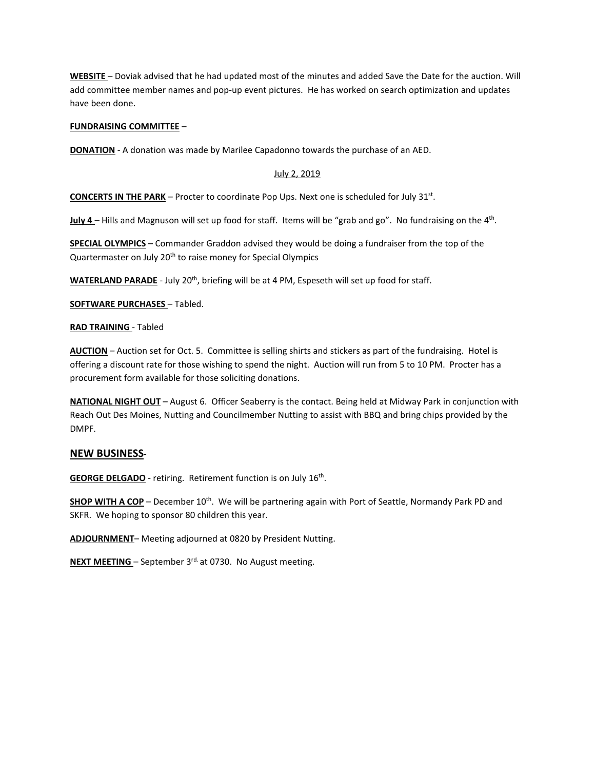**WEBSITE** – Doviak advised that he had updated most of the minutes and added Save the Date for the auction. Will add committee member names and pop-up event pictures. He has worked on search optimization and updates have been done.

**FUNDRAISING COMMITTEE** –

**DONATION** - A donation was made by Marilee Capadonno towards the purchase of an AED.

July 2, 2019

**CONCERTS IN THE PARK** – Procter to coordinate Pop Ups. Next one is scheduled for July 31st.

**July 4** – Hills and Magnuson will set up food for staff. Items will be "grab and go". No fundraising on the 4th.

**SPECIAL OLYMPICS** – Commander Graddon advised they would be doing a fundraiser from the top of the Quartermaster on July 20th to raise money for Special Olympics

**WATERLAND PARADE** - July 20th, briefing will be at 4 PM, Espeseth will set up food for staff.

**SOFTWARE PURCHASES** – Tabled.

**RAD TRAINING** - Tabled

**AUCTION** – Auction set for Oct. 5. Committee is selling shirts and stickers as part of the fundraising. Hotel is offering a discount rate for those wishing to spend the night. Auction will run from 5 to 10 PM. Procter has a procurement form available for those soliciting donations.

**NATIONAL NIGHT OUT** – August 6. Officer Seaberry is the contact. Being held at Midway Park in conjunction with Reach Out Des Moines, Nutting and Councilmember Nutting to assist with BBQ and bring chips provided by the DMPF.

## NEW BUSINESS-

**GEORGE DELGADO** - retiring. Retirement function is on July 16th.

**SHOP WITH A COP** – December 10th. We will be partnering again with Port of Seattle, Normandy Park PD and SKFR. We hoping to sponsor 80 children this year.

**ADJOURNMENT**– Meeting adjourned at 0820 by President Nutting.

**NEXT MEETING** – September 3rd. at 0730. No August meeting.